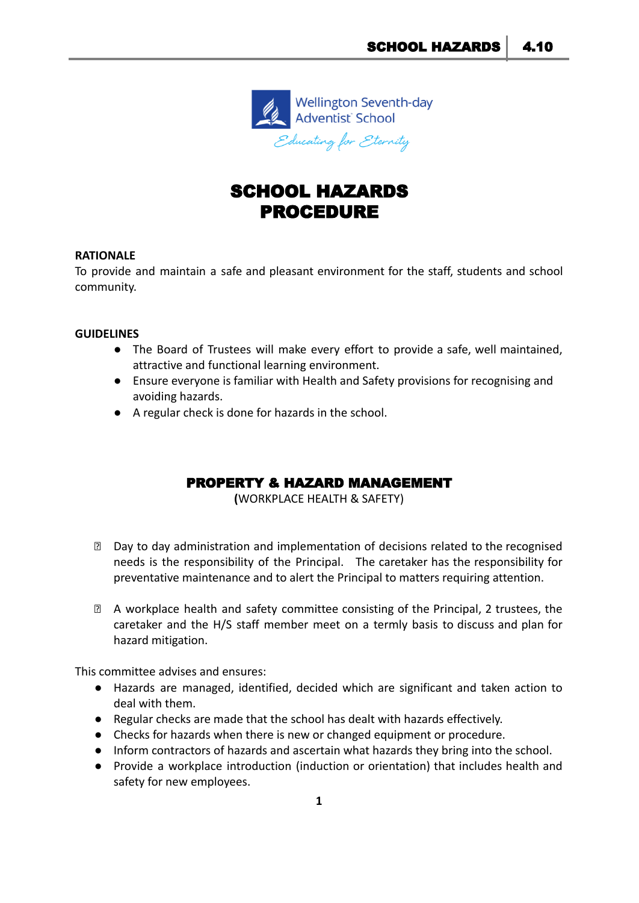Wellington Seventh-day Adventist School

*Educating for Eternity*

# SCHOOL HAZARDS PROCEDURE

**RATIONALE**

To provide and maintain a safe and pleasant environment for the staff, students and school community.

**GUIDELINES**

- The Board of Trustees will make every effort to provide a safe, well maintained, attractive and functional learning environment.
- Ensure everyone is familiar with Health and Safety provisions for recognising and avoiding hazards.
- A regular check is done for hazards in the school.

## PROPERTY & HAZARD MANAGEMENT

**(**WORKPLACE HEALTH & SAFETY)

- Day to day administration and implementation of decisions related to the recognised needs is the responsibility of the Principal. The caretaker has the responsibility for preventative maintenance and to alert the Principal to matters requiring attention.

- A workplace health and safety committee consisting of the Principal, 2 trustees, the caretaker and the H/S staff member meet on a termly basis to discuss and plan for hazard mitigation.

This committee advises and ensures:

- Hazards are managed, identified, decided which are significant and taken action to deal with them.
- Regular checks are made that the school has dealt with hazards effectively.
- Checks for hazards when there is new or changed equipment or procedure.
- Inform contractors of hazards and ascertain what hazards they bring into the school.
- Provide a workplace introduction (induction or orientation) that includes health and safety for new employees.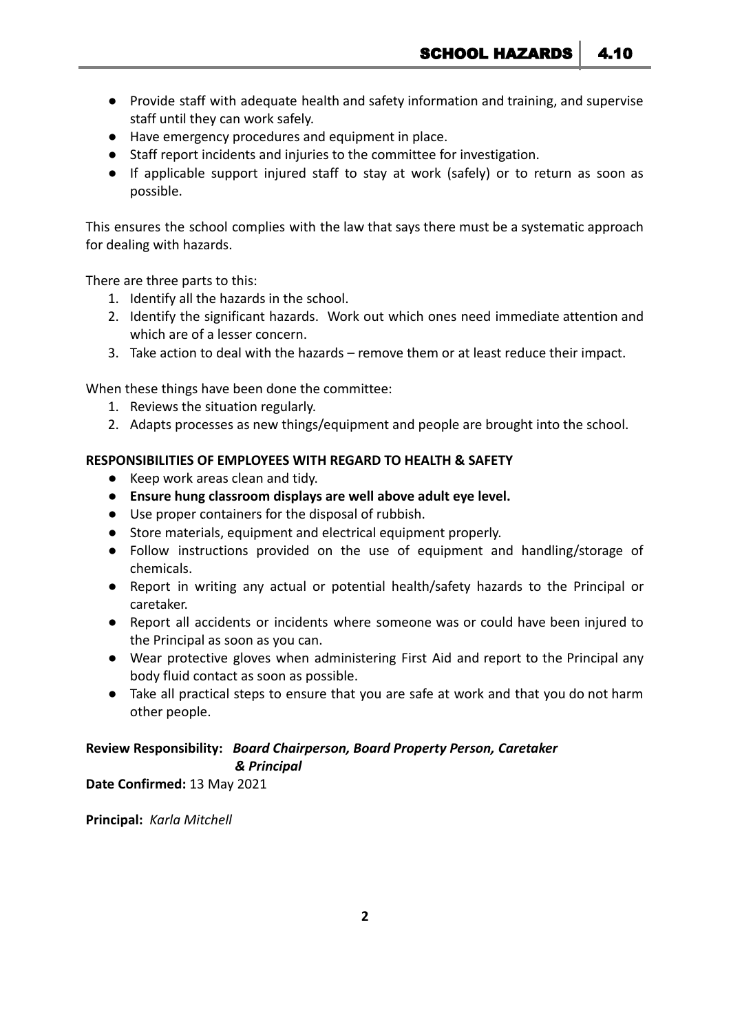- Provide staff with adequate health and safety information and training, and supervise staff until they can work safely.
- Have emergency procedures and equipment in place.
- Staff report incidents and injuries to the committee for investigation.
- If applicable support injured staff to stay at work (safely) or to return as soon as possible.

This ensures the school complies with the law that says there must be a systematic approach for dealing with hazards.

There are three parts to this:

1. Identify all the hazards in the school.
2. Identify the significant hazards. Work out which ones need immediate attention and which are of a lesser concern.
3. Take action to deal with the hazards – remove them or at least reduce their impact.

When these things have been done the committee:

1. Reviews the situation regularly.
2. Adapts processes as new things/equipment and people are brought into the school.

**RESPONSIBILITIES OF EMPLOYEES WITH REGARD TO HEALTH & SAFETY**

- Keep work areas clean and tidy.
- **Ensure hung classroom displays are well above adult eye level.**
- Use proper containers for the disposal of rubbish.
- Store materials, equipment and electrical equipment properly.
- Follow instructions provided on the use of equipment and handling/storage of chemicals.
- Report in writing any actual or potential health/safety hazards to the Principal or caretaker.
- Report all accidents or incidents where someone was or could have been injured to the Principal as soon as you can.
- Wear protective gloves when administering First Aid and report to the Principal any body fluid contact as soon as possible.
- Take all practical steps to ensure that you are safe at work and that you do not harm other people.

**Review Responsibility:** ***Board Chairperson, Board Property Person, Caretaker & Principal***

**Date Confirmed:** 13 May 2021

**Principal:** *Karla Mitchell*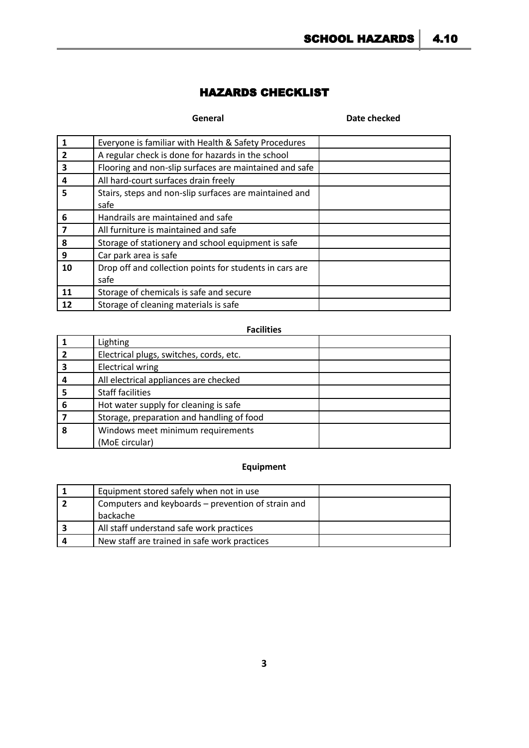# HAZARDS CHECKLIST

| | General | Date checked |
|---|---|---|
| 1 | Everyone is familiar with Health & Safety Procedures | |
| 2 | A regular check is done for hazards in the school | |
| 3 | Flooring and non-slip surfaces are maintained and safe | |
| 4 | All hard-court surfaces drain freely | |
| 5 | Stairs, steps and non-slip surfaces are maintained and safe | |
| 6 | Handrails are maintained and safe | |
| 7 | All furniture is maintained and safe | |
| 8 | Storage of stationery and school equipment is safe | |
| 9 | Car park area is safe | |
| 10 | Drop off and collection points for students in cars are safe | |
| 11 | Storage of chemicals is safe and secure | |
| 12 | Storage of cleaning materials is safe | |

| | Facilities | |
|---|---|---|
| 1 | Lighting | |
| 2 | Electrical plugs, switches, cords, etc. | |
| 3 | Electrical wring | |
| 4 | All electrical appliances are checked | |
| 5 | Staff facilities | |
| 6 | Hot water supply for cleaning is safe | |
| 7 | Storage, preparation and handling of food | |
| 8 | Windows meet minimum requirements (MoE circular) | |

| | Equipment | |
|---|---|---|
| 1 | Equipment stored safely when not in use | |
| 2 | Computers and keyboards – prevention of strain and backache | |
| 3 | All staff understand safe work practices | |
| 4 | New staff are trained in safe work practices | |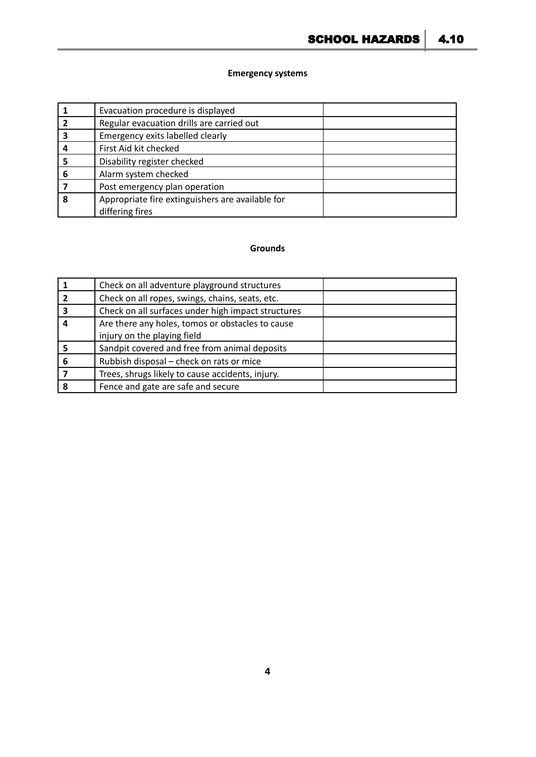**Emergency systems**

| | | |
|---|---|---|
| 1 | Evacuation procedure is displayed | |
| 2 | Regular evacuation drills are carried out | |
| 3 | Emergency exits labelled clearly | |
| 4 | First Aid kit checked | |
| 5 | Disability register checked | |
| 6 | Alarm system checked | |
| 7 | Post emergency plan operation | |
| 8 | Appropriate fire extinguishers are available for differing fires | |

**Grounds**

| | | |
|---|---|---|
| 1 | Check on all adventure playground structures | |
| 2 | Check on all ropes, swings, chains, seats, etc. | |
| 3 | Check on all surfaces under high impact structures | |
| 4 | Are there any holes, tomos or obstacles to cause injury on the playing field | |
| 5 | Sandpit covered and free from animal deposits | |
| 6 | Rubbish disposal – check on rats or mice | |
| 7 | Trees, shrugs likely to cause accidents, injury. | |
| 8 | Fence and gate are safe and secure | |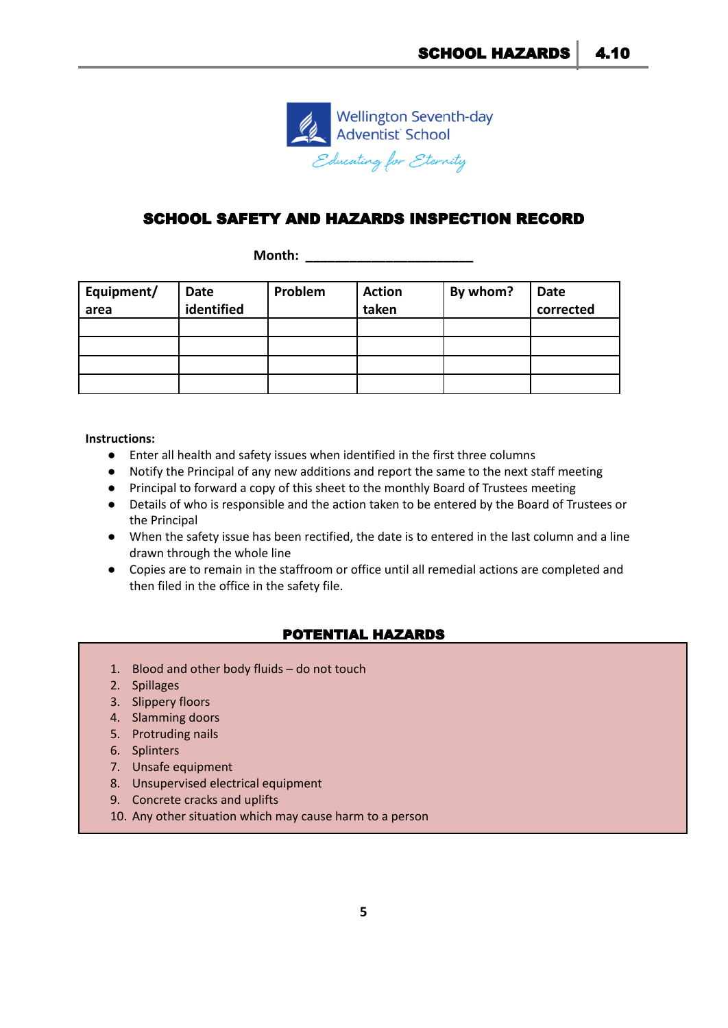Wellington Seventh-day Adventist School

*Educating for Eternity*

# SCHOOL SAFETY AND HAZARDS INSPECTION RECORD

**Month:** ________________________

| Equipment/ area | Date identified | Problem | Action taken | By whom? | Date corrected |
|---|---|---|---|---|---|
| | | | | | |
| | | | | | |
| | | | | | |
| | | | | | |

**Instructions:**

- Enter all health and safety issues when identified in the first three columns
- Notify the Principal of any new additions and report the same to the next staff meeting
- Principal to forward a copy of this sheet to the monthly Board of Trustees meeting
- Details of who is responsible and the action taken to be entered by the Board of Trustees or the Principal
- When the safety issue has been rectified, the date is to entered in the last column and a line drawn through the whole line
- Copies are to remain in the staffroom or office until all remedial actions are completed and then filed in the office in the safety file.

## POTENTIAL HAZARDS

1. Blood and other body fluids – do not touch
2. Spillages
3. Slippery floors
4. Slamming doors
5. Protruding nails
6. Splinters
7. Unsafe equipment
8. Unsupervised electrical equipment
9. Concrete cracks and uplifts
10. Any other situation which may cause harm to a person